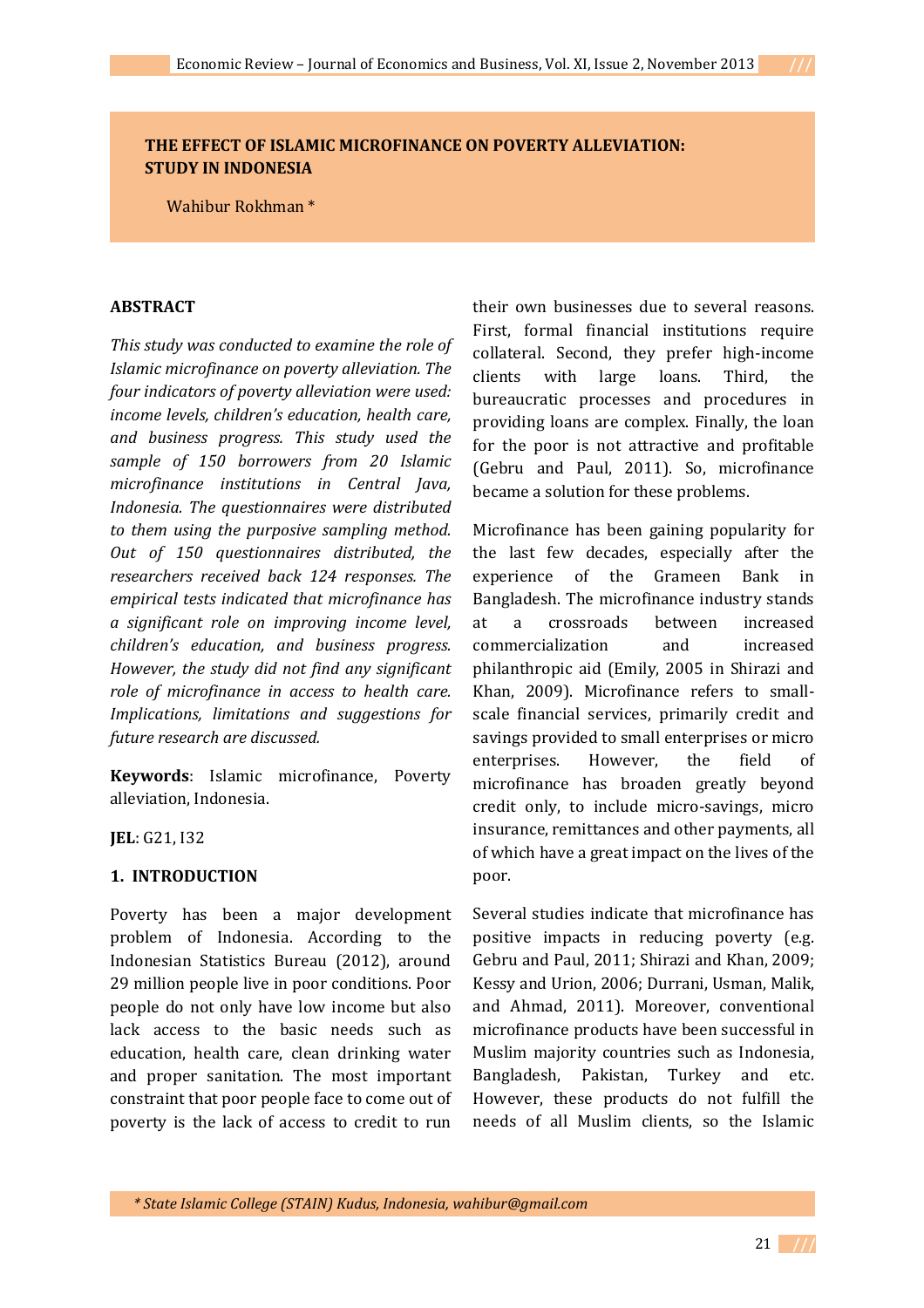# THE EFFECT OF ISLAMIC MICROFINANCE ON POVERTY ALLEVIATION: STUDY IN INDONESIA

Wahibur Rokhman *

## ABSTRACT

*This study was conducted to examine the role of Islamic microfinance on poverty alleviation. The four indicators of poverty alleviation were used: income levels, children's education, health care, and business progress. This study used the sample of 150 borrowers from 20 Islamic microfinance institutions in Central Java, Indonesia. The questionnaires were distributed to them using the purposive sampling method. Out of 150 questionnaires distributed, the researchers received back 124 responses. The empirical tests indicated that microfinance has a significant role on improving income level, children's education, and business progress. However, the study did not find any significant role of microfinance in access to health care. Implications, limitations and suggestions for future research are discussed.*

**Keywords**: Islamic microfinance, Poverty alleviation, Indonesia.

**JEL**: G21, I32

## 1. INTRODUCTION

Poverty has been a major development problem of Indonesia. According to the Indonesian Statistics Bureau (2012), around 29 million people live in poor conditions. Poor people do not only have low income but also lack access to the basic needs such as education, health care, clean drinking water and proper sanitation. The most important constraint that poor people face to come out of poverty is the lack of access to credit to run their own businesses due to several reasons. First, formal financial institutions require collateral. Second, they prefer high-income clients with large loans. Third, the bureaucratic processes and procedures in providing loans are complex. Finally, the loan for the poor is not attractive and profitable (Gebru and Paul, 2011). So, microfinance became a solution for these problems.

Microfinance has been gaining popularity for the last few decades, especially after the experience of the Grameen Bank in Bangladesh. The microfinance industry stands at a crossroads between increased commercialization and increased philanthropic aid (Emily, 2005 in Shirazi and Khan, 2009). Microfinance refers to small-scale financial services, primarily credit and savings provided to small enterprises or micro enterprises. However, the field of microfinance has broaden greatly beyond credit only, to include micro-savings, micro insurance, remittances and other payments, all of which have a great impact on the lives of the poor.

Several studies indicate that microfinance has positive impacts in reducing poverty (e.g. Gebru and Paul, 2011; Shirazi and Khan, 2009; Kessy and Urion, 2006; Durrani, Usman, Malik, and Ahmad, 2011). Moreover, conventional microfinance products have been successful in Muslim majority countries such as Indonesia, Bangladesh, Pakistan, Turkey and etc. However, these products do not fulfill the needs of all Muslim clients, so the Islamic

*\* State Islamic College (STAIN) Kudus, Indonesia, wahibur@gmail.com*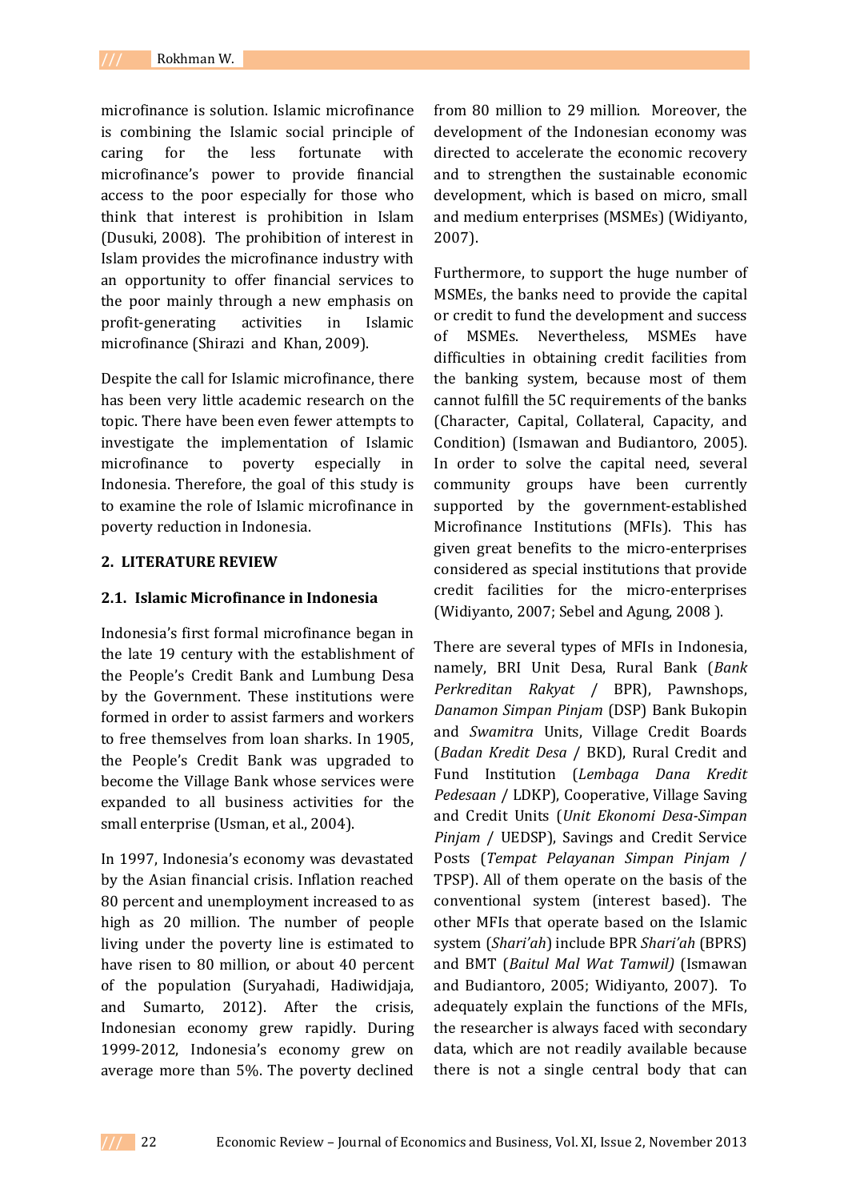microfinance is solution. Islamic microfinance is combining the Islamic social principle of caring for the less fortunate with microfinance's power to provide financial access to the poor especially for those who think that interest is prohibition in Islam (Dusuki, 2008). The prohibition of interest in Islam provides the microfinance industry with an opportunity to offer financial services to the poor mainly through a new emphasis on profit-generating activities in Islamic microfinance (Shirazi and Khan, 2009).

Despite the call for Islamic microfinance, there has been very little academic research on the topic. There have been even fewer attempts to investigate the implementation of Islamic microfinance to poverty especially in Indonesia. Therefore, the goal of this study is to examine the role of Islamic microfinance in poverty reduction in Indonesia.

## 2. LITERATURE REVIEW

### 2.1. Islamic Microfinance in Indonesia

Indonesia's first formal microfinance began in the late 19 century with the establishment of the People's Credit Bank and Lumbung Desa by the Government. These institutions were formed in order to assist farmers and workers to free themselves from loan sharks. In 1905, the People's Credit Bank was upgraded to become the Village Bank whose services were expanded to all business activities for the small enterprise (Usman, et al., 2004).

In 1997, Indonesia's economy was devastated by the Asian financial crisis. Inflation reached 80 percent and unemployment increased to as high as 20 million. The number of people living under the poverty line is estimated to have risen to 80 million, or about 40 percent of the population (Suryahadi, Hadiwidjaja, and Sumarto, 2012). After the crisis, Indonesian economy grew rapidly. During 1999-2012, Indonesia's economy grew on average more than 5%. The poverty declined from 80 million to 29 million. Moreover, the development of the Indonesian economy was directed to accelerate the economic recovery and to strengthen the sustainable economic development, which is based on micro, small and medium enterprises (MSMEs) (Widiyanto, 2007).

Furthermore, to support the huge number of MSMEs, the banks need to provide the capital or credit to fund the development and success of MSMEs. Nevertheless, MSMEs have difficulties in obtaining credit facilities from the banking system, because most of them cannot fulfill the 5C requirements of the banks (Character, Capital, Collateral, Capacity, and Condition) (Ismawan and Budiantoro, 2005). In order to solve the capital need, several community groups have been currently supported by the government-established Microfinance Institutions (MFIs). This has given great benefits to the micro-enterprises considered as special institutions that provide credit facilities for the micro-enterprises (Widiyanto, 2007; Sebel and Agung, 2008 ).

There are several types of MFIs in Indonesia, namely, BRI Unit Desa, Rural Bank (*Bank Perkreditan Rakyat* / BPR), Pawnshops, *Danamon Simpan Pinjam* (DSP) Bank Bukopin and *Swamitra* Units, Village Credit Boards (*Badan Kredit Desa* / BKD), Rural Credit and Fund Institution (*Lembaga Dana Kredit Pedesaan* / LDKP), Cooperative, Village Saving and Credit Units (*Unit Ekonomi Desa-Simpan Pinjam* / UEDSP), Savings and Credit Service Posts (*Tempat Pelayanan Simpan Pinjam* / TPSP). All of them operate on the basis of the conventional system (interest based). The other MFIs that operate based on the Islamic system (*Shari'ah*) include BPR *Shari'ah* (BPRS) and BMT (*Baitul Mal Wat Tamwil)* (Ismawan and Budiantoro, 2005; Widiyanto, 2007). To adequately explain the functions of the MFIs, the researcher is always faced with secondary data, which are not readily available because there is not a single central body that can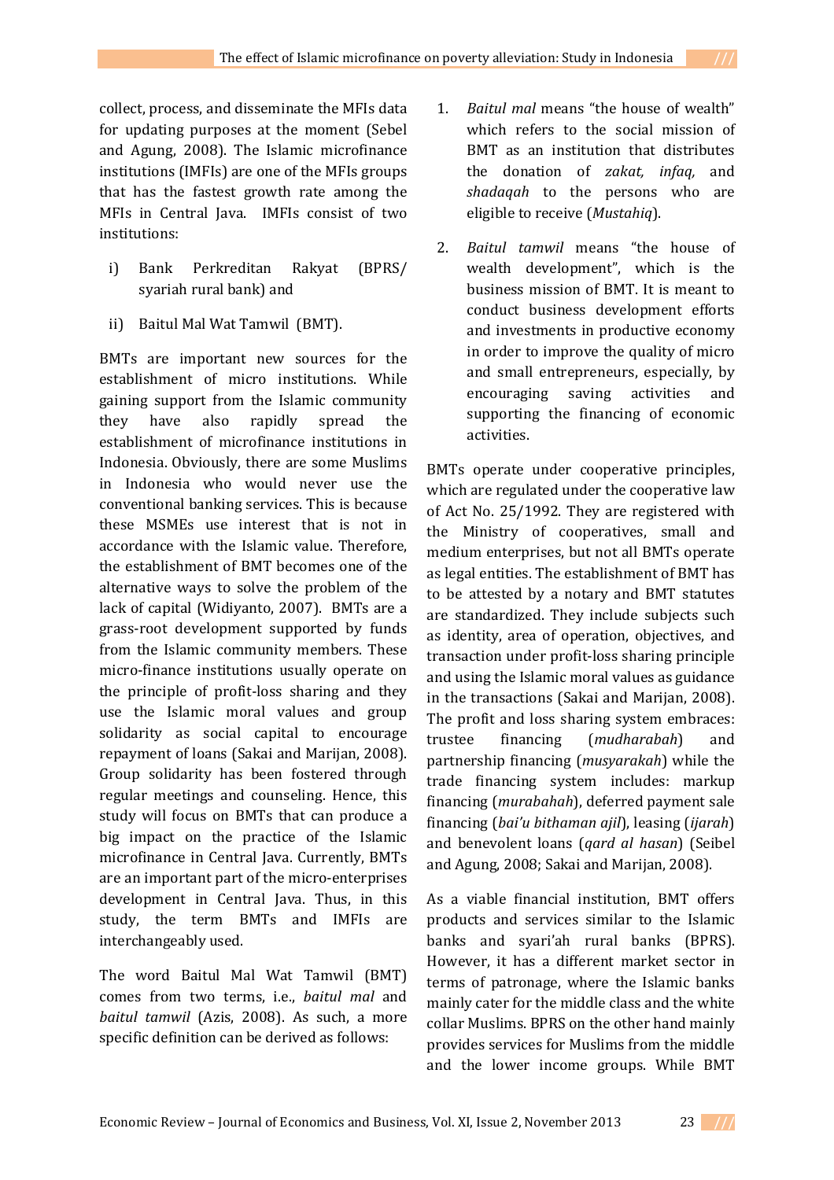collect, process, and disseminate the MFIs data for updating purposes at the moment (Sebel and Agung, 2008). The Islamic microfinance institutions (IMFIs) are one of the MFIs groups that has the fastest growth rate among the MFIs in Central Java. IMFIs consist of two institutions:

i) Bank Perkreditan Rakyat (BPRS/ syariah rural bank) and

ii) Baitul Mal Wat Tamwil (BMT).

BMTs are important new sources for the establishment of micro institutions. While gaining support from the Islamic community they have also rapidly spread the establishment of microfinance institutions in Indonesia. Obviously, there are some Muslims in Indonesia who would never use the conventional banking services. This is because these MSMEs use interest that is not in accordance with the Islamic value. Therefore, the establishment of BMT becomes one of the alternative ways to solve the problem of the lack of capital (Widiyanto, 2007). BMTs are a grass-root development supported by funds from the Islamic community members. These micro-finance institutions usually operate on the principle of profit-loss sharing and they use the Islamic moral values and group solidarity as social capital to encourage repayment of loans (Sakai and Marijan, 2008). Group solidarity has been fostered through regular meetings and counseling. Hence, this study will focus on BMTs that can produce a big impact on the practice of the Islamic microfinance in Central Java. Currently, BMTs are an important part of the micro-enterprises development in Central Java. Thus, in this study, the term BMTs and IMFIs are interchangeably used.

The word Baitul Mal Wat Tamwil (BMT) comes from two terms, i.e., *baitul mal* and *baitul tamwil* (Azis, 2008). As such, a more specific definition can be derived as follows:

1. *Baitul mal* means "the house of wealth" which refers to the social mission of BMT as an institution that distributes the donation of *zakat, infaq,* and *shadaqah* to the persons who are eligible to receive (*Mustahiq*).

2. *Baitul tamwil* means "the house of wealth development", which is the business mission of BMT. It is meant to conduct business development efforts and investments in productive economy in order to improve the quality of micro and small entrepreneurs, especially, by encouraging saving activities and supporting the financing of economic activities.

BMTs operate under cooperative principles, which are regulated under the cooperative law of Act No. 25/1992. They are registered with the Ministry of cooperatives, small and medium enterprises, but not all BMTs operate as legal entities. The establishment of BMT has to be attested by a notary and BMT statutes are standardized. They include subjects such as identity, area of operation, objectives, and transaction under profit-loss sharing principle and using the Islamic moral values as guidance in the transactions (Sakai and Marijan, 2008). The profit and loss sharing system embraces: trustee financing (*mudharabah*) and partnership financing (*musyarakah*) while the trade financing system includes: markup financing (*murabahah*), deferred payment sale financing (*bai'u bithaman ajil*), leasing (*ijarah*) and benevolent loans (*qard al hasan*) (Seibel and Agung, 2008; Sakai and Marijan, 2008).

As a viable financial institution, BMT offers products and services similar to the Islamic banks and syari'ah rural banks (BPRS). However, it has a different market sector in terms of patronage, where the Islamic banks mainly cater for the middle class and the white collar Muslims. BPRS on the other hand mainly provides services for Muslims from the middle and the lower income groups. While BMT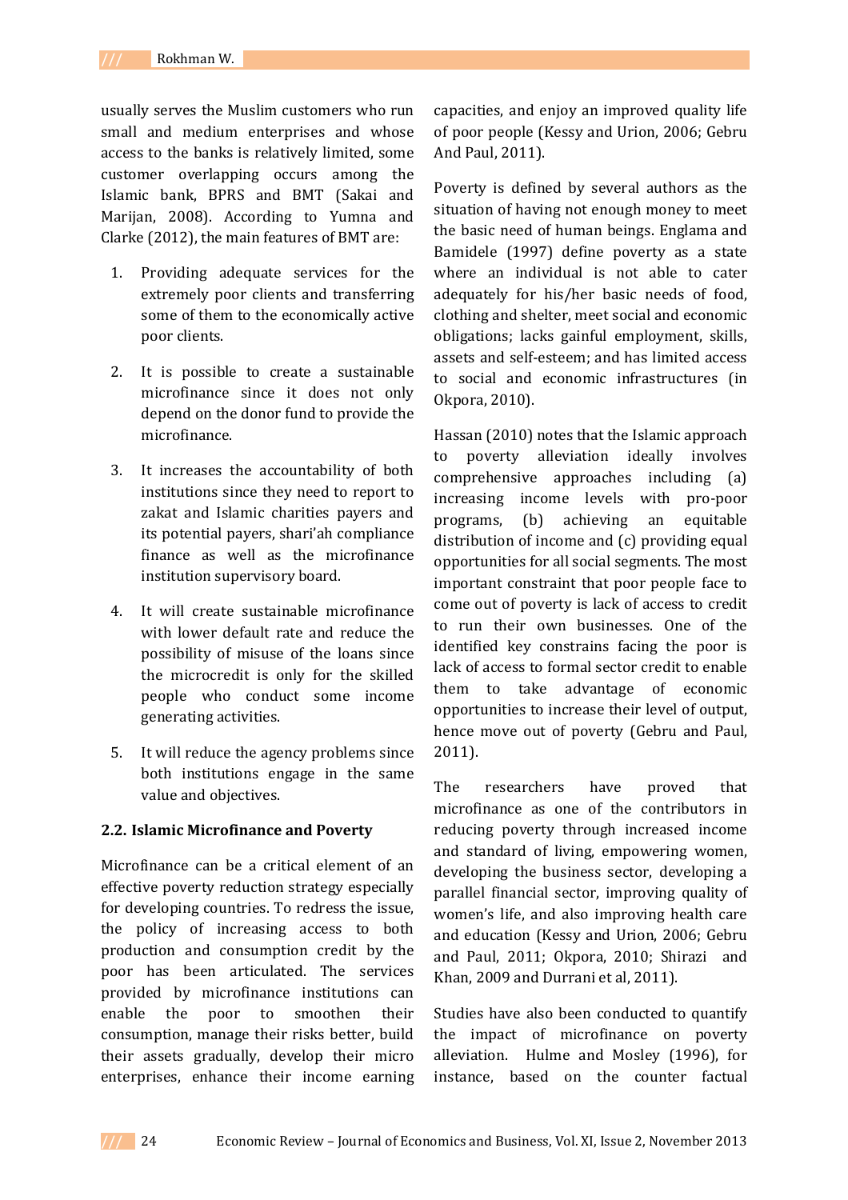usually serves the Muslim customers who run small and medium enterprises and whose access to the banks is relatively limited, some customer overlapping occurs among the Islamic bank, BPRS and BMT (Sakai and Marijan, 2008). According to Yumna and Clarke (2012), the main features of BMT are:

1. Providing adequate services for the extremely poor clients and transferring some of them to the economically active poor clients.

2. It is possible to create a sustainable microfinance since it does not only depend on the donor fund to provide the microfinance.

3. It increases the accountability of both institutions since they need to report to zakat and Islamic charities payers and its potential payers, shari'ah compliance finance as well as the microfinance institution supervisory board.

4. It will create sustainable microfinance with lower default rate and reduce the possibility of misuse of the loans since the microcredit is only for the skilled people who conduct some income generating activities.

5. It will reduce the agency problems since both institutions engage in the same value and objectives.

### 2.2. Islamic Microfinance and Poverty

Microfinance can be a critical element of an effective poverty reduction strategy especially for developing countries. To redress the issue, the policy of increasing access to both production and consumption credit by the poor has been articulated. The services provided by microfinance institutions can enable the poor to smoothen their consumption, manage their risks better, build their assets gradually, develop their micro enterprises, enhance their income earning capacities, and enjoy an improved quality life of poor people (Kessy and Urion, 2006; Gebru And Paul, 2011).

Poverty is defined by several authors as the situation of having not enough money to meet the basic need of human beings. Englama and Bamidele (1997) define poverty as a state where an individual is not able to cater adequately for his/her basic needs of food, clothing and shelter, meet social and economic obligations; lacks gainful employment, skills, assets and self-esteem; and has limited access to social and economic infrastructures (in Okpora, 2010).

Hassan (2010) notes that the Islamic approach to poverty alleviation ideally involves comprehensive approaches including (a) increasing income levels with pro-poor programs, (b) achieving an equitable distribution of income and (c) providing equal opportunities for all social segments. The most important constraint that poor people face to come out of poverty is lack of access to credit to run their own businesses. One of the identified key constrains facing the poor is lack of access to formal sector credit to enable them to take advantage of economic opportunities to increase their level of output, hence move out of poverty (Gebru and Paul, 2011).

The researchers have proved that microfinance as one of the contributors in reducing poverty through increased income and standard of living, empowering women, developing the business sector, developing a parallel financial sector, improving quality of women's life, and also improving health care and education (Kessy and Urion, 2006; Gebru and Paul, 2011; Okpora, 2010; Shirazi and Khan, 2009 and Durrani et al, 2011).

Studies have also been conducted to quantify the impact of microfinance on poverty alleviation. Hulme and Mosley (1996), for instance, based on the counter factual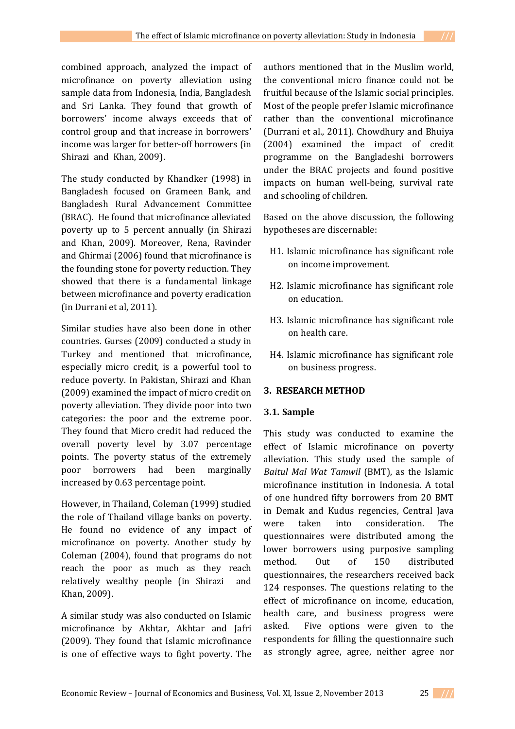combined approach, analyzed the impact of microfinance on poverty alleviation using sample data from Indonesia, India, Bangladesh and Sri Lanka. They found that growth of borrowers' income always exceeds that of control group and that increase in borrowers' income was larger for better-off borrowers (in Shirazi and Khan, 2009).

The study conducted by Khandker (1998) in Bangladesh focused on Grameen Bank, and Bangladesh Rural Advancement Committee (BRAC). He found that microfinance alleviated poverty up to 5 percent annually (in Shirazi and Khan, 2009). Moreover, Rena, Ravinder and Ghirmai (2006) found that microfinance is the founding stone for poverty reduction. They showed that there is a fundamental linkage between microfinance and poverty eradication (in Durrani et al, 2011).

Similar studies have also been done in other countries. Gurses (2009) conducted a study in Turkey and mentioned that microfinance, especially micro credit, is a powerful tool to reduce poverty. In Pakistan, Shirazi and Khan (2009) examined the impact of micro credit on poverty alleviation. They divide poor into two categories: the poor and the extreme poor. They found that Micro credit had reduced the overall poverty level by 3.07 percentage points. The poverty status of the extremely poor borrowers had been marginally increased by 0.63 percentage point.

However, in Thailand, Coleman (1999) studied the role of Thailand village banks on poverty. He found no evidence of any impact of microfinance on poverty. Another study by Coleman (2004), found that programs do not reach the poor as much as they reach relatively wealthy people (in Shirazi and Khan, 2009).

A similar study was also conducted on Islamic microfinance by Akhtar, Akhtar and Jafri (2009). They found that Islamic microfinance is one of effective ways to fight poverty. The authors mentioned that in the Muslim world, the conventional micro finance could not be fruitful because of the Islamic social principles. Most of the people prefer Islamic microfinance rather than the conventional microfinance (Durrani et al., 2011). Chowdhury and Bhuiya (2004) examined the impact of credit programme on the Bangladeshi borrowers under the BRAC projects and found positive impacts on human well-being, survival rate and schooling of children.

Based on the above discussion, the following hypotheses are discernable:

- H1. Islamic microfinance has significant role on income improvement.
- H2. Islamic microfinance has significant role on education.
- H3. Islamic microfinance has significant role on health care.
- H4. Islamic microfinance has significant role on business progress.

## 3. RESEARCH METHOD

### 3.1. Sample

This study was conducted to examine the effect of Islamic microfinance on poverty alleviation. This study used the sample of *Baitul Mal Wat Tamwil* (BMT), as the Islamic microfinance institution in Indonesia. A total of one hundred fifty borrowers from 20 BMT in Demak and Kudus regencies, Central Java were taken into consideration. The questionnaires were distributed among the lower borrowers using purposive sampling method. Out of 150 distributed questionnaires, the researchers received back 124 responses. The questions relating to the effect of microfinance on income, education, health care, and business progress were asked. Five options were given to the respondents for filling the questionnaire such as strongly agree, agree, neither agree nor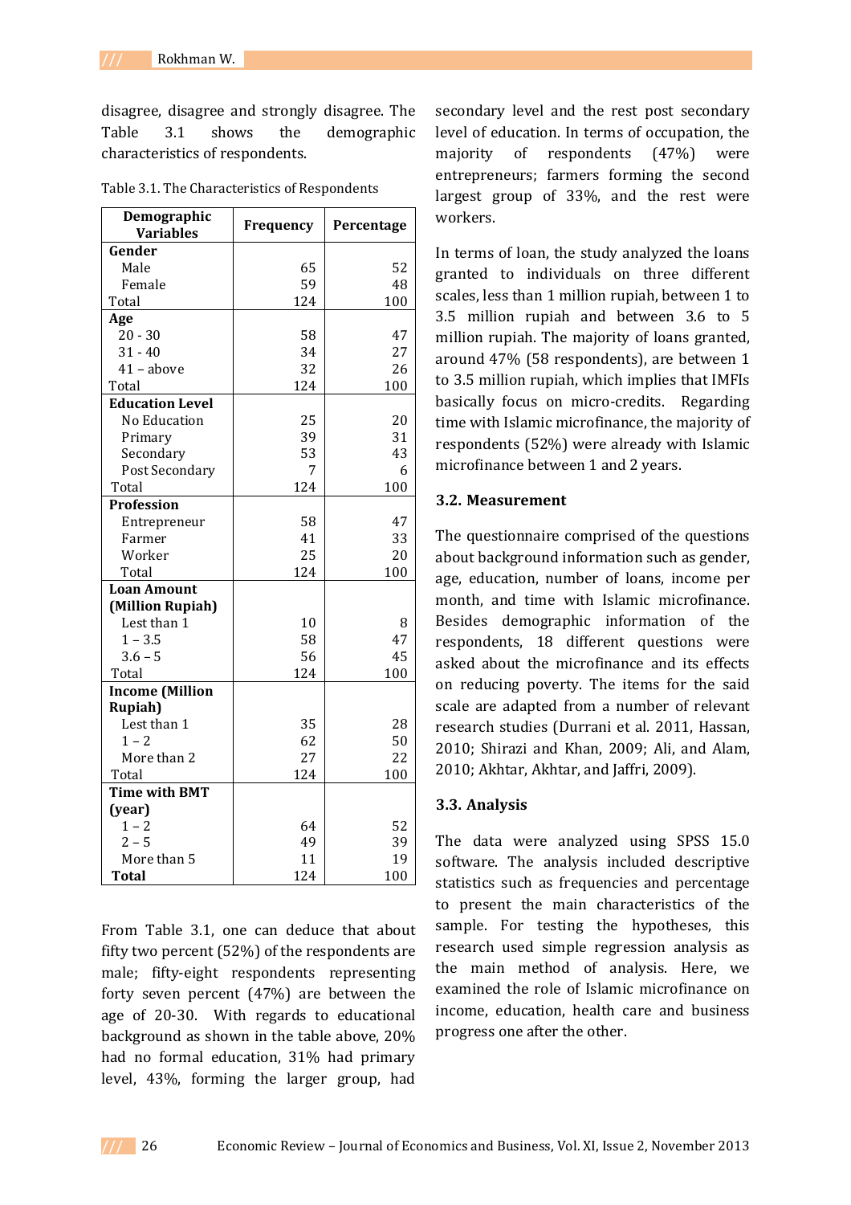disagree, disagree and strongly disagree. The Table 3.1 shows the demographic characteristics of respondents.

Table 3.1. The Characteristics of Respondents

| Demographic Variables | Frequency | Percentage |
|---|---|---|
| **Gender** | | |
| Male | 65 | 52 |
| Female | 59 | 48 |
| Total | 124 | 100 |
| **Age** | | |
| 20 - 30 | 58 | 47 |
| 31 - 40 | 34 | 27 |
| 41 – above | 32 | 26 |
| Total | 124 | 100 |
| **Education Level** | | |
| No Education | 25 | 20 |
| Primary | 39 | 31 |
| Secondary | 53 | 43 |
| Post Secondary | 7 | 6 |
| Total | 124 | 100 |
| **Profession** | | |
| Entrepreneur | 58 | 47 |
| Farmer | 41 | 33 |
| Worker | 25 | 20 |
| Total | 124 | 100 |
| **Loan Amount (Million Rupiah)** | | |
| Lest than 1 | 10 | 8 |
| 1 – 3.5 | 58 | 47 |
| 3.6 – 5 | 56 | 45 |
| Total | 124 | 100 |
| **Income (Million Rupiah)** | | |
| Lest than 1 | 35 | 28 |
| 1 – 2 | 62 | 50 |
| More than 2 | 27 | 22 |
| Total | 124 | 100 |
| **Time with BMT (year)** | | |
| 1 – 2 | 64 | 52 |
| 2 – 5 | 49 | 39 |
| More than 5 | 11 | 19 |
| **Total** | 124 | 100 |

From Table 3.1, one can deduce that about fifty two percent (52%) of the respondents are male; fifty-eight respondents representing forty seven percent (47%) are between the age of 20-30. With regards to educational background as shown in the table above, 20% had no formal education, 31% had primary level, 43%, forming the larger group, had secondary level and the rest post secondary level of education. In terms of occupation, the majority of respondents (47%) were entrepreneurs; farmers forming the second largest group of 33%, and the rest were workers.

In terms of loan, the study analyzed the loans granted to individuals on three different scales, less than 1 million rupiah, between 1 to 3.5 million rupiah and between 3.6 to 5 million rupiah. The majority of loans granted, around 47% (58 respondents), are between 1 to 3.5 million rupiah, which implies that IMFIs basically focus on micro-credits. Regarding time with Islamic microfinance, the majority of respondents (52%) were already with Islamic microfinance between 1 and 2 years.

### 3.2. Measurement

The questionnaire comprised of the questions about background information such as gender, age, education, number of loans, income per month, and time with Islamic microfinance. Besides demographic information of the respondents, 18 different questions were asked about the microfinance and its effects on reducing poverty. The items for the said scale are adapted from a number of relevant research studies (Durrani et al. 2011, Hassan, 2010; Shirazi and Khan, 2009; Ali, and Alam, 2010; Akhtar, Akhtar, and Jaffri, 2009).

### 3.3. Analysis

The data were analyzed using SPSS 15.0 software. The analysis included descriptive statistics such as frequencies and percentage to present the main characteristics of the sample. For testing the hypotheses, this research used simple regression analysis as the main method of analysis. Here, we examined the role of Islamic microfinance on income, education, health care and business progress one after the other.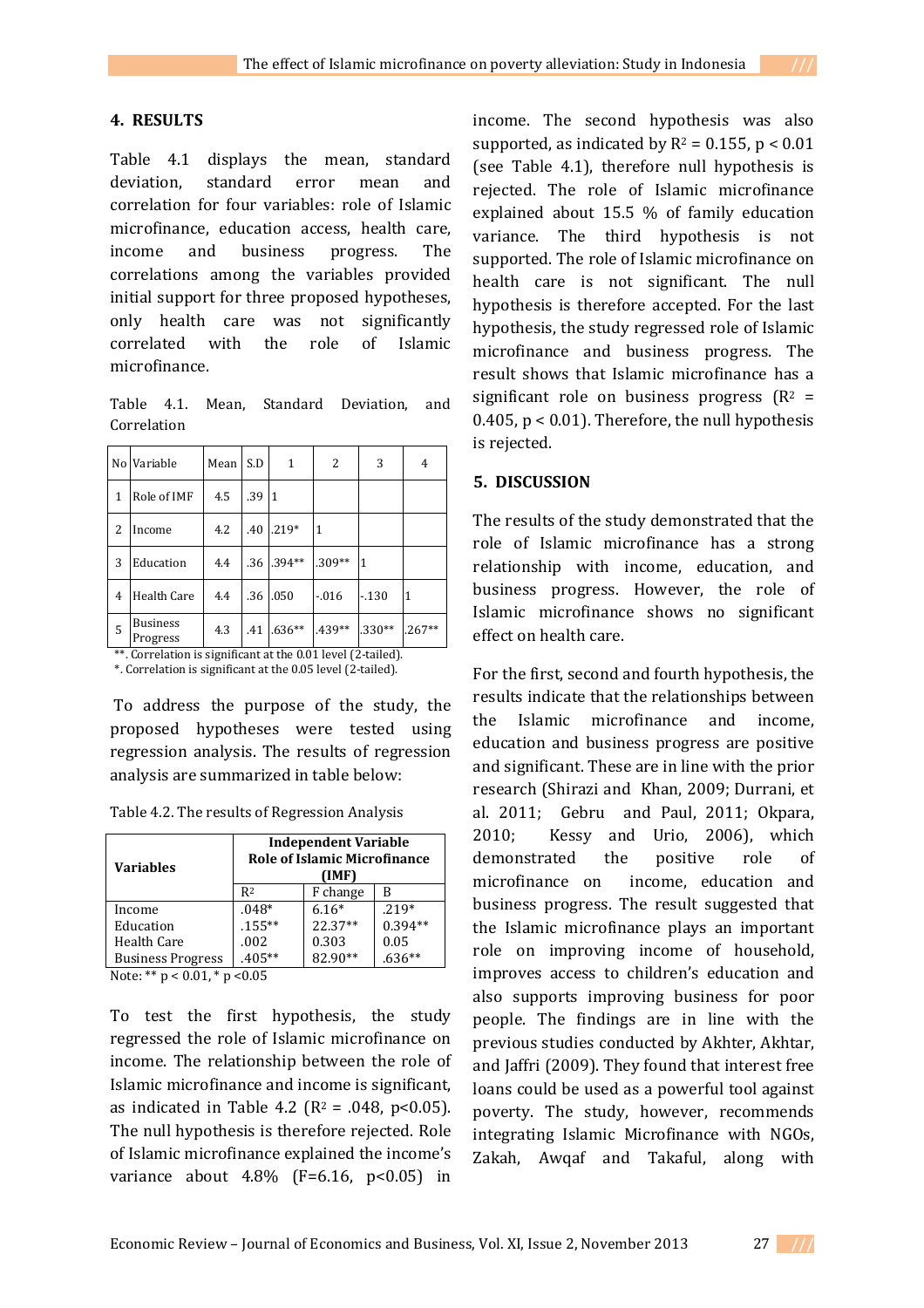## 4. RESULTS

Table 4.1 displays the mean, standard deviation, standard error mean and correlation for four variables: role of Islamic microfinance, education access, health care, income and business progress. The correlations among the variables provided initial support for three proposed hypotheses, only health care was not significantly correlated with the role of Islamic microfinance.

Table 4.1. Mean, Standard Deviation, and Correlation

| No | Variable | Mean | S.D | 1 | 2 | 3 | 4 |
|---|---|---|---|---|---|---|---|
| 1 | Role of IMF | 4.5 | .39 | 1 | | | |
| 2 | Income | 4.2 | .40 | .219* | 1 | | |
| 3 | Education | 4.4 | .36 | .394** | .309** | 1 | |
| 4 | Health Care | 4.4 | .36 | .050 | -.016 | -.130 | 1 |
| 5 | Business Progress | 4.3 | .41 | .636** | .439** | .330** | .267** |

**. Correlation is significant at the 0.01 level (2-tailed).
*. Correlation is significant at the 0.05 level (2-tailed).

To address the purpose of the study, the proposed hypotheses were tested using regression analysis. The results of regression analysis are summarized in table below:

Table 4.2. The results of Regression Analysis

| Variables | Independent Variable Role of Islamic Microfinance (IMF) | | |
|---|---|---|---|
| | $R^2$ | F change | B |
| Income | .048* | 6.16* | .219* |
| Education | .155** | 22.37** | 0.394** |
| Health Care | .002 | 0.303 | 0.05 |
| Business Progress | .405** | 82.90** | .636** |

Note: ** $p < 0.01$, * $p < 0.05$

To test the first hypothesis, the study regressed the role of Islamic microfinance on income. The relationship between the role of Islamic microfinance and income is significant, as indicated in Table 4.2 ($R^2$ = .048, $p<0.05$). The null hypothesis is therefore rejected. Role of Islamic microfinance explained the income's variance about 4.8% ($F=6.16$, $p<0.05$) in income. The second hypothesis was also supported, as indicated by $R^2 = 0.155$, $p < 0.01$ (see Table 4.1), therefore null hypothesis is rejected. The role of Islamic microfinance explained about 15.5 % of family education variance. The third hypothesis is not supported. The role of Islamic microfinance on health care is not significant. The null hypothesis is therefore accepted. For the last hypothesis, the study regressed role of Islamic microfinance and business progress. The result shows that Islamic microfinance has a significant role on business progress ($R^2$ = 0.405, $p < 0.01$). Therefore, the null hypothesis is rejected.

## 5. DISCUSSION

The results of the study demonstrated that the role of Islamic microfinance has a strong relationship with income, education, and business progress. However, the role of Islamic microfinance shows no significant effect on health care.

For the first, second and fourth hypothesis, the results indicate that the relationships between the Islamic microfinance and income, education and business progress are positive and significant. These are in line with the prior research (Shirazi and Khan, 2009; Durrani, et al. 2011; Gebru and Paul, 2011; Okpara, 2010; Kessy and Urio, 2006), which demonstrated the positive role of microfinance on income, education and business progress. The result suggested that the Islamic microfinance plays an important role on improving income of household, improves access to children's education and also supports improving business for poor people. The findings are in line with the previous studies conducted by Akhter, Akhtar, and Jaffri (2009). They found that interest free loans could be used as a powerful tool against poverty. The study, however, recommends integrating Islamic Microfinance with NGOs, Zakah, Awqaf and Takaful, along with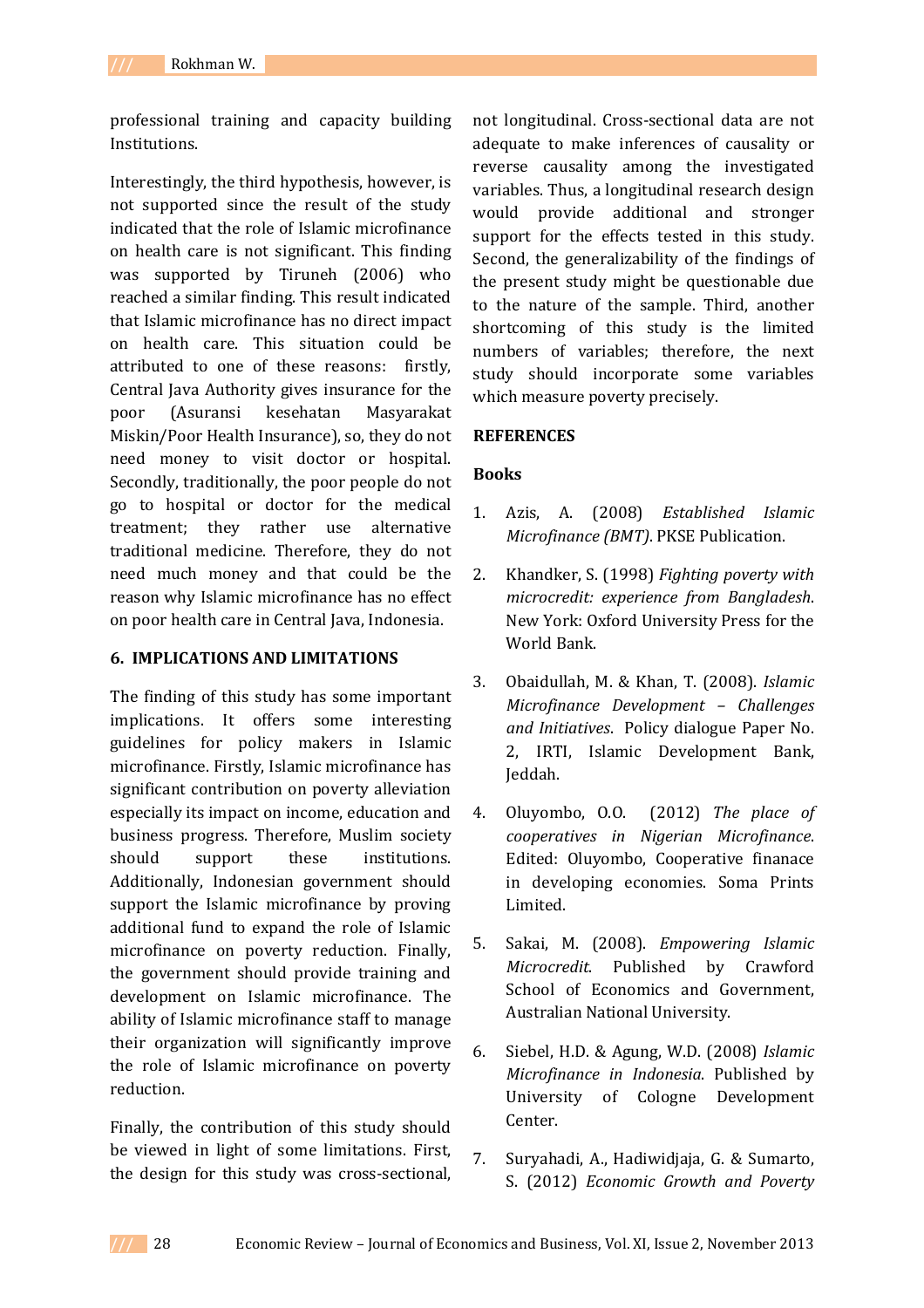professional training and capacity building Institutions.

Interestingly, the third hypothesis, however, is not supported since the result of the study indicated that the role of Islamic microfinance on health care is not significant. This finding was supported by Tiruneh (2006) who reached a similar finding. This result indicated that Islamic microfinance has no direct impact on health care. This situation could be attributed to one of these reasons: firstly, Central Java Authority gives insurance for the poor (Asuransi kesehatan Masyarakat Miskin/Poor Health Insurance), so, they do not need money to visit doctor or hospital. Secondly, traditionally, the poor people do not go to hospital or doctor for the medical treatment; they rather use alternative traditional medicine. Therefore, they do not need much money and that could be the reason why Islamic microfinance has no effect on poor health care in Central Java, Indonesia.

## 6. IMPLICATIONS AND LIMITATIONS

The finding of this study has some important implications. It offers some interesting guidelines for policy makers in Islamic microfinance. Firstly, Islamic microfinance has significant contribution on poverty alleviation especially its impact on income, education and business progress. Therefore, Muslim society should support these institutions. Additionally, Indonesian government should support the Islamic microfinance by proving additional fund to expand the role of Islamic microfinance on poverty reduction. Finally, the government should provide training and development on Islamic microfinance. The ability of Islamic microfinance staff to manage their organization will significantly improve the role of Islamic microfinance on poverty reduction.

Finally, the contribution of this study should be viewed in light of some limitations. First, the design for this study was cross-sectional, not longitudinal. Cross-sectional data are not adequate to make inferences of causality or reverse causality among the investigated variables. Thus, a longitudinal research design would provide additional and stronger support for the effects tested in this study. Second, the generalizability of the findings of the present study might be questionable due to the nature of the sample. Third, another shortcoming of this study is the limited numbers of variables; therefore, the next study should incorporate some variables which measure poverty precisely.

## REFERENCES

### Books

1. Azis, A. (2008) *Established Islamic Microfinance (BMT)*. PKSE Publication.

2. Khandker, S. (1998) *Fighting poverty with microcredit: experience from Bangladesh*. New York: Oxford University Press for the World Bank.

3. Obaidullah, M. & Khan, T. (2008). *Islamic Microfinance Development – Challenges and Initiatives*. Policy dialogue Paper No. 2, IRTI, Islamic Development Bank, Jeddah.

4. Oluyombo, O.O. (2012) *The place of cooperatives in Nigerian Microfinance*. Edited: Oluyombo, Cooperative finanace in developing economies. Soma Prints Limited.

5. Sakai, M. (2008). *Empowering Islamic Microcredit*. Published by Crawford School of Economics and Government, Australian National University.

6. Siebel, H.D. & Agung, W.D. (2008) *Islamic Microfinance in Indonesia*. Published by University of Cologne Development Center.

7. Suryahadi, A., Hadiwidjaja, G. & Sumarto, S. (2012) *Economic Growth and Poverty*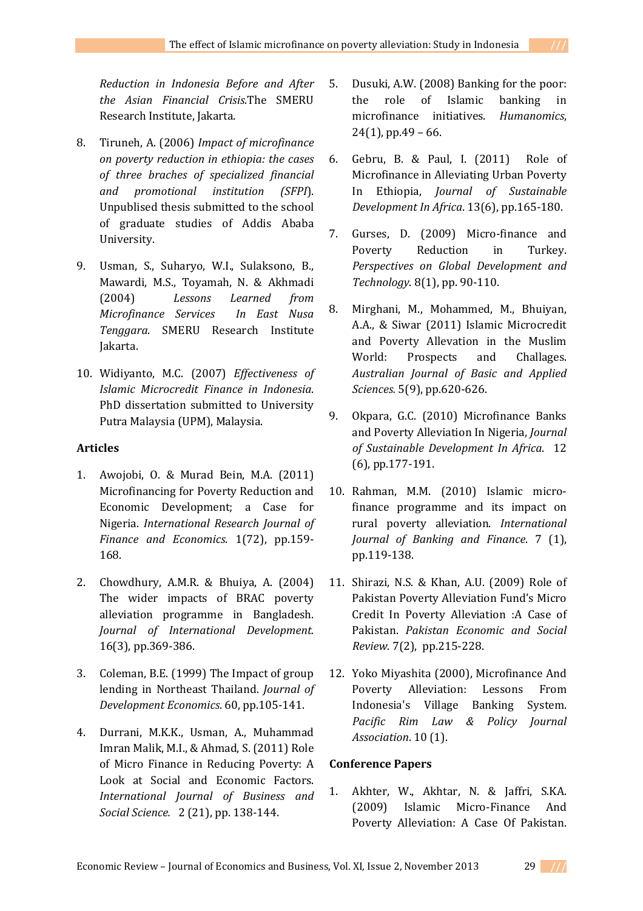*Reduction in Indonesia Before and After the Asian Financial Crisis*.The SMERU Research Institute, Jakarta.

8. Tiruneh, A. (2006) *Impact of microfinance on poverty reduction in ethiopia: the cases of three braches of specialized financial and promotional institution (SFPI*). Unpublised thesis submitted to the school of graduate studies of Addis Ababa University.

9. Usman, S., Suharyo, W.I., Sulaksono, B., Mawardi, M.S., Toyamah, N. & Akhmadi (2004) *Lessons Learned from Microfinance Services In East Nusa Tenggara*. SMERU Research Institute Jakarta.

10. Widiyanto, M.C. (2007) *Effectiveness of Islamic Microcredit Finance in Indonesia*. PhD dissertation submitted to University Putra Malaysia (UPM), Malaysia.

### Articles

1. Awojobi, O. & Murad Bein, M.A. (2011) Microfinancing for Poverty Reduction and Economic Development; a Case for Nigeria. *International Research Journal of Finance and Economics*. 1(72), pp.159-168.

2. Chowdhury, A.M.R. & Bhuiya, A. (2004) The wider impacts of BRAC poverty alleviation programme in Bangladesh. *Journal of International Development*. 16(3), pp.369-386.

3. Coleman, B.E. (1999) The Impact of group lending in Northeast Thailand. *Journal of Development Economics*. 60, pp.105-141.

4. Durrani, M.K.K., Usman, A., Muhammad Imran Malik, M.I., & Ahmad, S. (2011) Role of Micro Finance in Reducing Poverty: A Look at Social and Economic Factors. *International Journal of Business and Social Science.* 2 (21), pp. 138-144.

5. Dusuki, A.W. (2008) Banking for the poor: the role of Islamic banking in microfinance initiatives. *Humanomics*, 24(1), pp.49 – 66.

6. Gebru, B. & Paul, I. (2011) Role of Microfinance in Alleviating Urban Poverty In Ethiopia, *Journal of Sustainable Development In Africa*. 13(6), pp.165-180.

7. Gurses, D. (2009) Micro-finance and Poverty Reduction in Turkey. *Perspectives on Global Development and Technology*. 8(1), pp. 90-110.

8. Mirghani, M., Mohammed, M., Bhuiyan, A.A., & Siwar (2011) Islamic Microcredit and Poverty Allevation in the Muslim World: Prospects and Challages. *Australian Journal of Basic and Applied Sciences.* 5(9), pp.620-626.

9. Okpara, G.C. (2010) Microfinance Banks and Poverty Alleviation In Nigeria, *Journal of Sustainable Development In Africa*. 12 (6), pp.177-191.

10. Rahman, M.M. (2010) Islamic micro-finance programme and its impact on rural poverty alleviation. *International Journal of Banking and Finance*. 7 (1), pp.119-138.

11. Shirazi, N.S. & Khan, A.U. (2009) Role of Pakistan Poverty Alleviation Fund's Micro Credit In Poverty Alleviation :A Case of Pakistan. *Pakistan Economic and Social Review*. 7(2), pp.215-228.

12. Yoko Miyashita (2000), Microfinance And Poverty Alleviation: Lessons From Indonesia's Village Banking System. *Pacific Rim Law & Policy Journal Association*. 10 (1).

### Conference Papers

1. Akhter, W., Akhtar, N. & Jaffri, S.K.A. (2009) Islamic Micro-Finance And Poverty Alleviation: A Case Of Pakistan.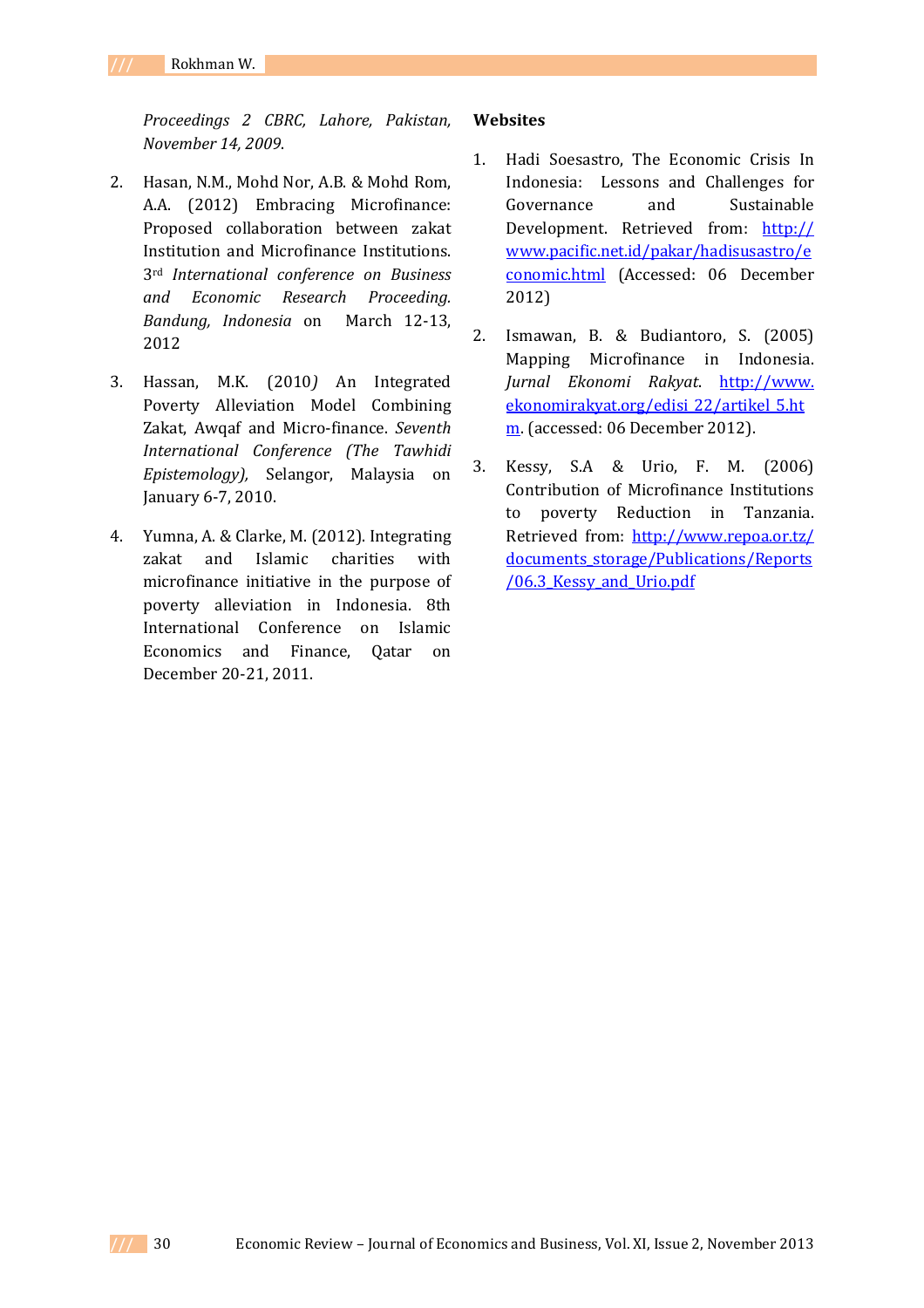*Proceedings 2 CBRC, Lahore, Pakistan, November 14, 2009*.

2. Hasan, N.M., Mohd Nor, A.B. & Mohd Rom, A.A. (2012) Embracing Microfinance: Proposed collaboration between zakat Institution and Microfinance Institutions. 3rd *International conference on Business and Economic Research Proceeding. Bandung, Indonesia* on March 12-13, 2012

3. Hassan, M.K. (2010*)* An Integrated Poverty Alleviation Model Combining Zakat, Awqaf and Micro-finance. *Seventh International Conference (The Tawhidi Epistemology),* Selangor, Malaysia on January 6-7, 2010.

4. Yumna, A. & Clarke, M. (2012). Integrating zakat and Islamic charities with microfinance initiative in the purpose of poverty alleviation in Indonesia. 8th International Conference on Islamic Economics and Finance, Qatar on December 20-21, 2011.

**Websites**

1. Hadi Soesastro, The Economic Crisis In Indonesia: Lessons and Challenges for Governance and Sustainable Development. Retrieved from: http://www.pacific.net.id/pakar/hadisusastro/economic.html (Accessed: 06 December 2012)

2. Ismawan, B. & Budiantoro, S. (2005) Mapping Microfinance in Indonesia. *Jurnal Ekonomi Rakyat*. http://www.ekonomirakyat.org/edisi_22/artikel_5.htm. (accessed: 06 December 2012).

3. Kessy, S.A & Urio, F. M. (2006) Contribution of Microfinance Institutions to poverty Reduction in Tanzania. Retrieved from: http://www.repoa.or.tz/documents_storage/Publications/Reports/06.3_Kessy_and_Urio.pdf